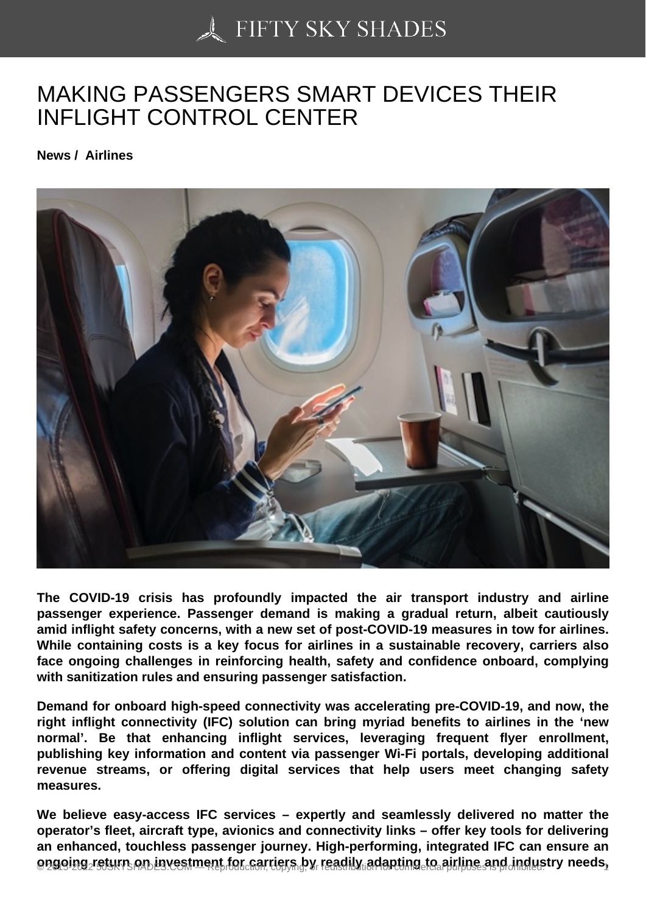# MAKING PASSENGERS SMART DEVICES THEIR INFLIGHT CONTROL CENTER

**News / Airlines**

**The COVID-19 crisis has profoundly impacted the air transport industry and airline passenger experience. Passenger demand is making a gradual return, albeit cautiously amid inflight safety concerns, with a new set of post-COVID-19 measures in tow for airlines. While containing costs is a key focus for airlines in a sustainable recovery, carriers also face ongoing challenges in reinforcing health, safety and confidence onboard, complying with sanitization rules and ensuring passenger satisfaction.**

**Demand for onboard high-speed connectivity was accelerating pre-COVID-19, and now, the right inflight connectivity (IFC) solution can bring myriad benefits to airlines in the 'new normal'. Be that enhancing inflight services, leveraging frequent flyer enrollment, publishing key information and content via passenger Wi-Fi portals, developing additional revenue streams, or offering digital services that help users meet changing safety measures.**

**We believe easy-access IFC services – expertly and seamlessly delivered no matter the operator's fleet, aircraft type, avionics and connectivity links – offer key tools for delivering an enhanced, touchless passenger journey. High-performing, integrated IFC can ensure an ongoing return on investment for carriers by readily adapting to airline and industry needs,**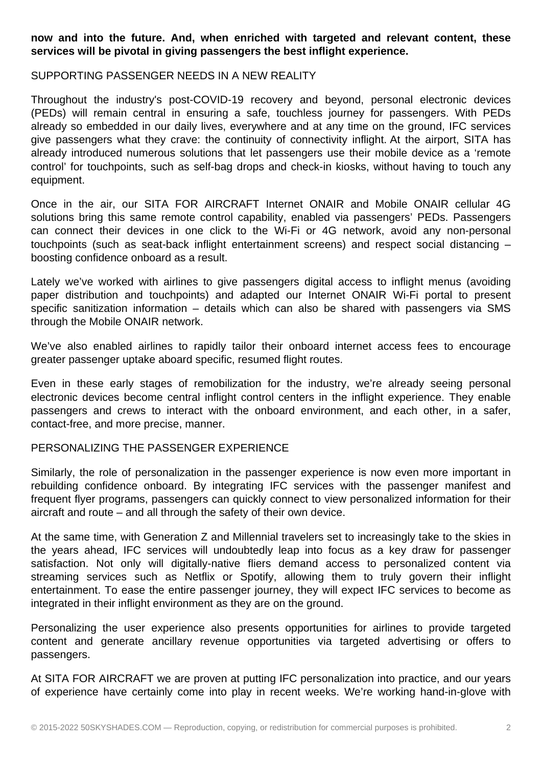**now and into the future. And, when enriched with targeted and relevant content, these services will be pivotal in giving passengers the best inflight experience.**

## SUPPORTING PASSENGER NEEDS IN A NEW REALITY

Throughout the industry's post-COVID-19 recovery and beyond, personal electronic devices (PEDs) will remain central in ensuring a safe, touchless journey for passengers. With PEDs already so embedded in our daily lives, everywhere and at any time on the ground, IFC services give passengers what they crave: the continuity of connectivity inflight. At the airport, SITA has already introduced numerous solutions that let passengers use their mobile device as a 'remote control' for touchpoints, such as self-bag drops and check-in kiosks, without having to touch any equipment.

Once in the air, our SITA FOR AIRCRAFT Internet ONAIR and Mobile ONAIR cellular 4G solutions bring this same remote control capability, enabled via passengers' PEDs. Passengers can connect their devices in one click to the Wi-Fi or 4G network, avoid any non-personal touchpoints (such as seat-back inflight entertainment screens) and respect social distancing – boosting confidence onboard as a result.

Lately we've worked with airlines to give passengers digital access to inflight menus (avoiding paper distribution and touchpoints) and adapted our Internet ONAIR Wi-Fi portal to present specific sanitization information – details which can also be shared with passengers via SMS through the Mobile ONAIR network.

We've also enabled airlines to rapidly tailor their onboard internet access fees to encourage greater passenger uptake aboard specific, resumed flight routes.

Even in these early stages of remobilization for the industry, we're already seeing personal electronic devices become central inflight control centers in the inflight experience. They enable passengers and crews to interact with the onboard environment, and each other, in a safer, contact-free, and more precise, manner.

## PERSONALIZING THE PASSENGER EXPERIENCE

Similarly, the role of personalization in the passenger experience is now even more important in rebuilding confidence onboard. By integrating IFC services with the passenger manifest and frequent flyer programs, passengers can quickly connect to view personalized information for their aircraft and route – and all through the safety of their own device.

At the same time, with Generation Z and Millennial travelers set to increasingly take to the skies in the years ahead, IFC services will undoubtedly leap into focus as a key draw for passenger satisfaction. Not only will digitally-native fliers demand access to personalized content via streaming services such as Netflix or Spotify, allowing them to truly govern their inflight entertainment. To ease the entire passenger journey, they will expect IFC services to become as integrated in their inflight environment as they are on the ground.

Personalizing the user experience also presents opportunities for airlines to provide targeted content and generate ancillary revenue opportunities via targeted advertising or offers to passengers.

At SITA FOR AIRCRAFT we are proven at putting IFC personalization into practice, and our years of experience have certainly come into play in recent weeks. We're working hand-in-glove with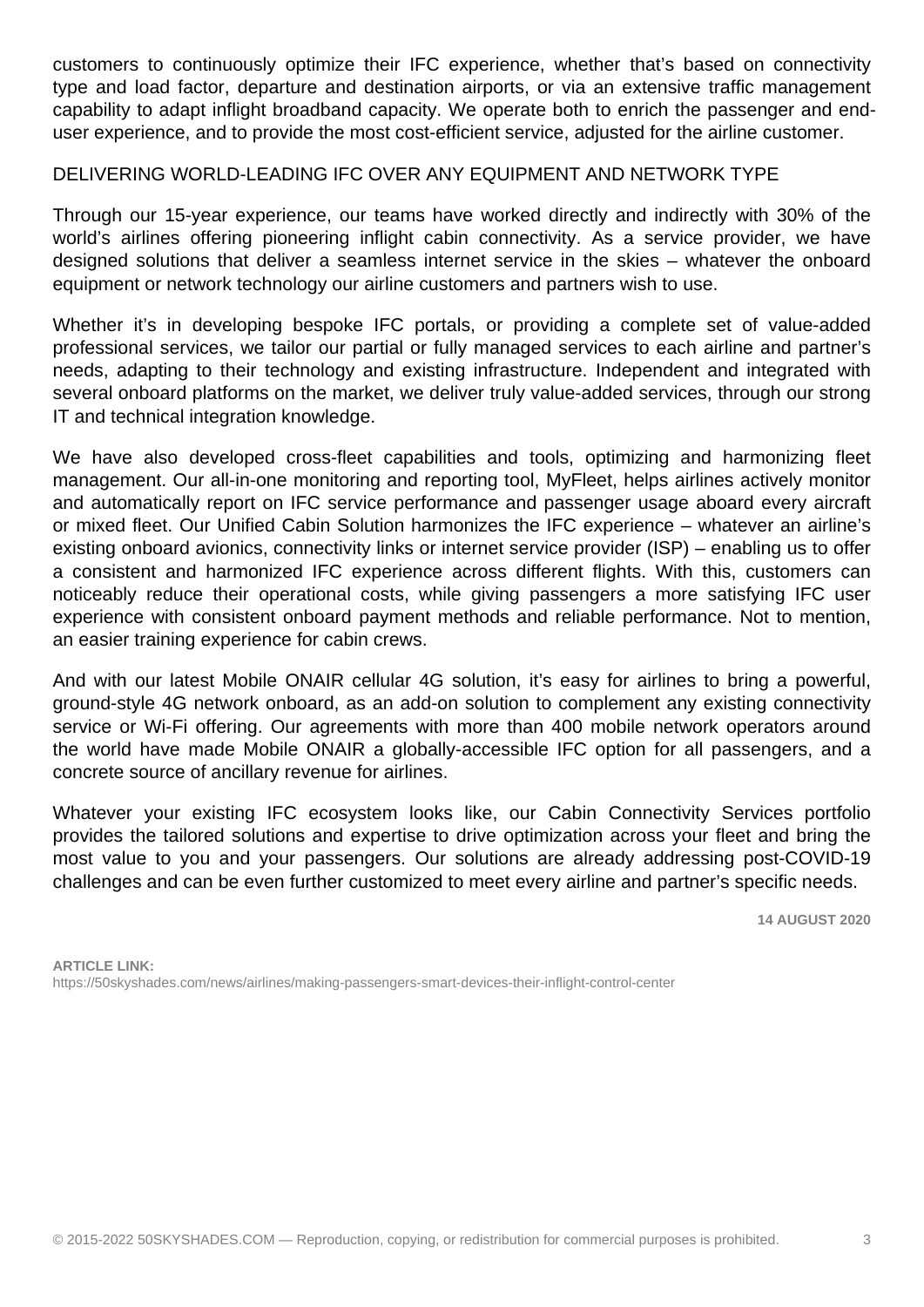customers to continuously optimize their IFC experience, whether that's based on connectivity type and load factor, departure and destination airports, or via an extensive traffic management capability to adapt inflight broadband capacity. We operate both to enrich the passenger and end-user experience, and to provide the most cost-efficient service, adjusted for the airline customer.

## DELIVERING WORLD-LEADING IFC OVER ANY EQUIPMENT AND NETWORK TYPE

Through our 15-year experience, our teams have worked directly and indirectly with 30% of the world's airlines offering pioneering inflight cabin connectivity. As a service provider, we have designed solutions that deliver a seamless internet service in the skies – whatever the onboard equipment or network technology our airline customers and partners wish to use.

Whether it's in developing bespoke IFC portals, or providing a complete set of value-added professional services, we tailor our partial or fully managed services to each airline and partner's needs, adapting to their technology and existing infrastructure. Independent and integrated with several onboard platforms on the market, we deliver truly value-added services, through our strong IT and technical integration knowledge.

We have also developed cross-fleet capabilities and tools, optimizing and harmonizing fleet management. Our all-in-one monitoring and reporting tool, MyFleet, helps airlines actively monitor and automatically report on IFC service performance and passenger usage aboard every aircraft or mixed fleet. Our Unified Cabin Solution harmonizes the IFC experience – whatever an airline's existing onboard avionics, connectivity links or internet service provider (ISP) – enabling us to offer a consistent and harmonized IFC experience across different flights. With this, customers can noticeably reduce their operational costs, while giving passengers a more satisfying IFC user experience with consistent onboard payment methods and reliable performance. Not to mention, an easier training experience for cabin crews.

And with our latest Mobile ONAIR cellular 4G solution, it's easy for airlines to bring a powerful, ground-style 4G network onboard, as an add-on solution to complement any existing connectivity service or Wi-Fi offering. Our agreements with more than 400 mobile network operators around the world have made Mobile ONAIR a globally-accessible IFC option for all passengers, and a concrete source of ancillary revenue for airlines.

Whatever your existing IFC ecosystem looks like, our Cabin Connectivity Services portfolio provides the tailored solutions and expertise to drive optimization across your fleet and bring the most value to you and your passengers. Our solutions are already addressing post-COVID-19 challenges and can be even further customized to meet every airline and partner's specific needs.

**14 AUGUST 2020**

**ARTICLE LINK:**
https://50skyshades.com/news/airlines/making-passengers-smart-devices-their-inflight-control-center